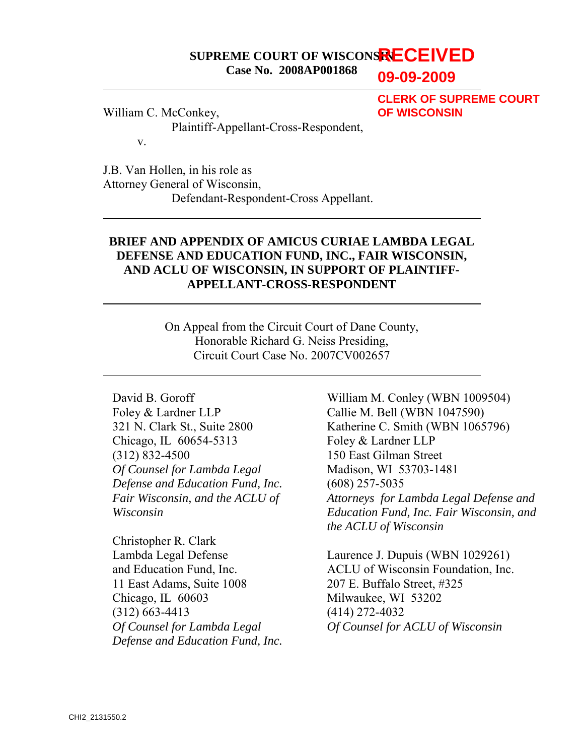**SUPREME COURT OF WISCONSIN**
**Case No. 2008AP001868**

RECEIVED
09-09-2009
CLERK OF SUPREME COURT
OF WISCONSIN

---

William C. McConkey,
Plaintiff-Appellant-Cross-Respondent,

v.

J.B. Van Hollen, in his role as
Attorney General of Wisconsin,
Defendant-Respondent-Cross Appellant.

---

**BRIEF AND APPENDIX OF AMICUS CURIAE LAMBDA LEGAL DEFENSE AND EDUCATION FUND, INC., FAIR WISCONSIN, AND ACLU OF WISCONSIN, IN SUPPORT OF PLAINTIFF-APPELLANT-CROSS-RESPONDENT**

---

On Appeal from the Circuit Court of Dane County,
Honorable Richard G. Neiss Presiding,
Circuit Court Case No. 2007CV002657

---

David B. Goroff
Foley & Lardner LLP
321 N. Clark St., Suite 2800
Chicago, IL 60654-5313
(312) 832-4500
*Of Counsel for Lambda Legal Defense and Education Fund, Inc. Fair Wisconsin, and the ACLU of Wisconsin*

Christopher R. Clark
Lambda Legal Defense
and Education Fund, Inc.
11 East Adams, Suite 1008
Chicago, IL 60603
(312) 663-4413
*Of Counsel for Lambda Legal Defense and Education Fund, Inc.*

William M. Conley (WBN 1009504)
Callie M. Bell (WBN 1047590)
Katherine C. Smith (WBN 1065796)
Foley & Lardner LLP
150 East Gilman Street
Madison, WI 53703-1481
(608) 257-5035
*Attorneys for Lambda Legal Defense and Education Fund, Inc. Fair Wisconsin, and the ACLU of Wisconsin*

Laurence J. Dupuis (WBN 1029261)
ACLU of Wisconsin Foundation, Inc.
207 E. Buffalo Street, #325
Milwaukee, WI 53202
(414) 272-4032
*Of Counsel for ACLU of Wisconsin*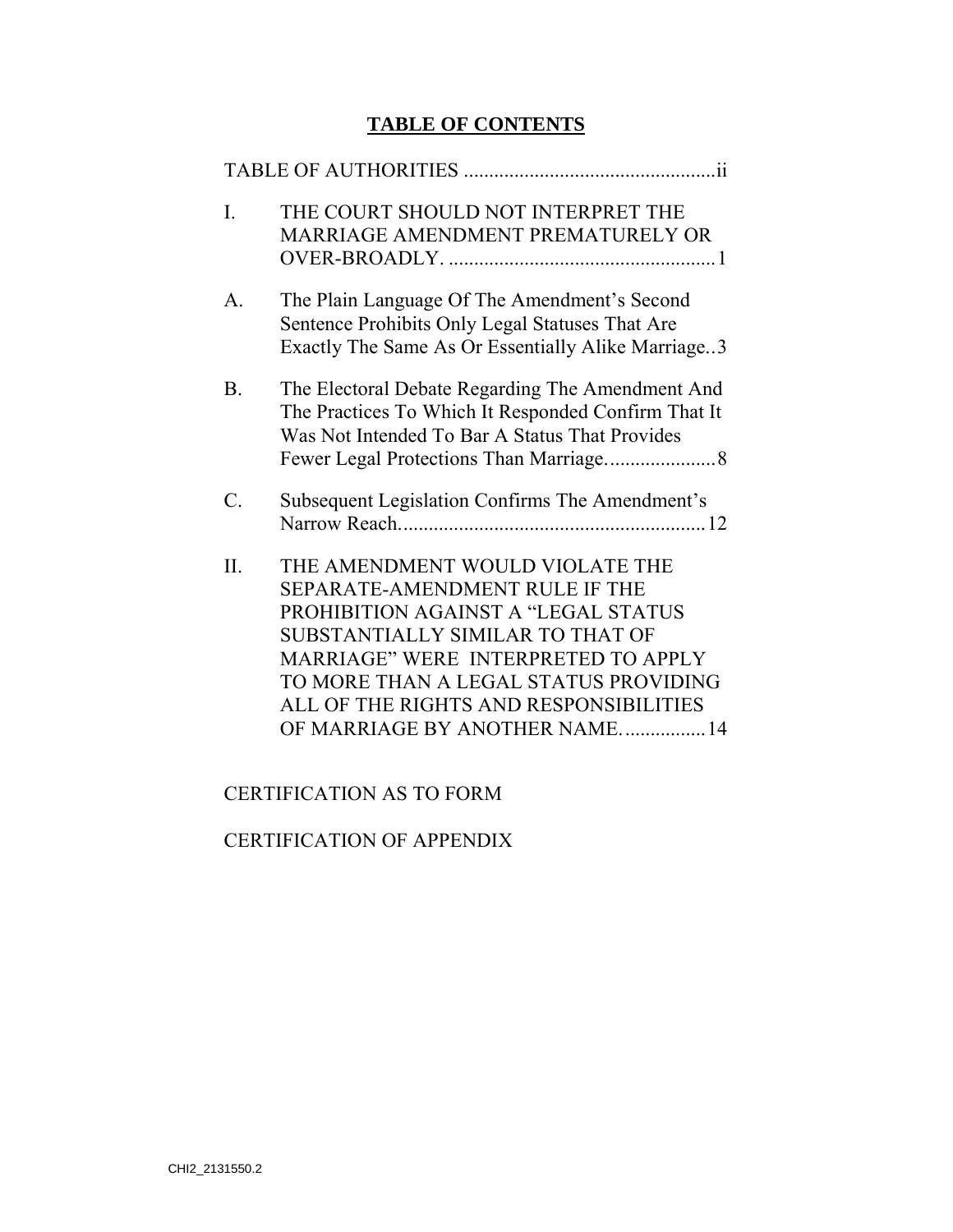## TABLE OF CONTENTS

TABLE OF AUTHORITIES ..................................................ii

I. THE COURT SHOULD NOT INTERPRET THE MARRIAGE AMENDMENT PREMATURELY OR OVER-BROADLY. ....................................................1

A. The Plain Language Of The Amendment's Second Sentence Prohibits Only Legal Statuses That Are Exactly The Same As Or Essentially Alike Marriage..3

B. The Electoral Debate Regarding The Amendment And The Practices To Which It Responded Confirm That It Was Not Intended To Bar A Status That Provides Fewer Legal Protections Than Marriage......................8

C. Subsequent Legislation Confirms The Amendment's Narrow Reach.............................................................12

II. THE AMENDMENT WOULD VIOLATE THE SEPARATE-AMENDMENT RULE IF THE PROHIBITION AGAINST A "LEGAL STATUS SUBSTANTIALLY SIMILAR TO THAT OF MARRIAGE" WERE INTERPRETED TO APPLY TO MORE THAN A LEGAL STATUS PROVIDING ALL OF THE RIGHTS AND RESPONSIBILITIES OF MARRIAGE BY ANOTHER NAME.................14

CERTIFICATION AS TO FORM

CERTIFICATION OF APPENDIX

CHI2_2131550.2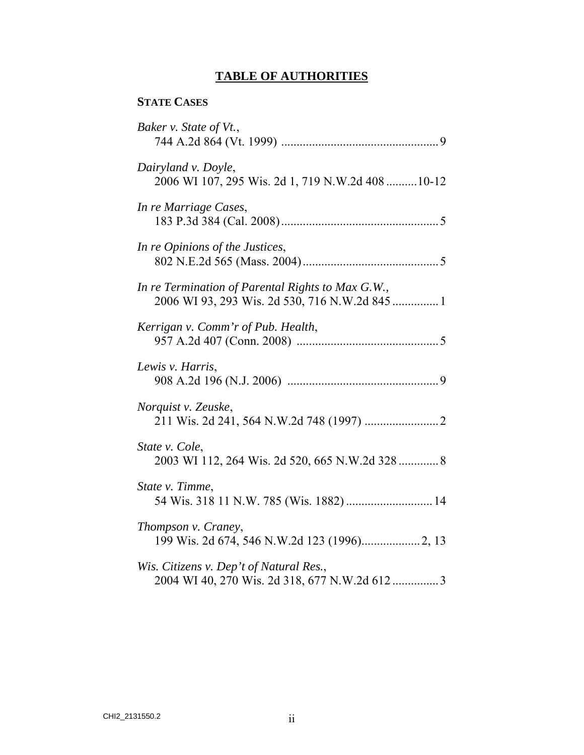# **TABLE OF AUTHORITIES**

## **STATE CASES**

*Baker v. State of Vt.*,
744 A.2d 864 (Vt. 1999) .................................................. 9

*Dairyland v. Doyle*,
2006 WI 107, 295 Wis. 2d 1, 719 N.W.2d 408 ..........10-12

*In re Marriage Cases*,
183 P.3d 384 (Cal. 2008) .................................................. 5

*In re Opinions of the Justices*,
802 N.E.2d 565 (Mass. 2004) ........................................... 5

*In re Termination of Parental Rights to Max G.W.*,
2006 WI 93, 293 Wis. 2d 530, 716 N.W.2d 845 ............... 1

*Kerrigan v. Comm'r of Pub. Health*,
957 A.2d 407 (Conn. 2008) ............................................. 5

*Lewis v. Harris*,
908 A.2d 196 (N.J. 2006) ................................................ 9

*Norquist v. Zeuske*,
211 Wis. 2d 241, 564 N.W.2d 748 (1997) ........................ 2

*State v. Cole*,
2003 WI 112, 264 Wis. 2d 520, 665 N.W.2d 328 ............. 8

*State v. Timme*,
54 Wis. 318 11 N.W. 785 (Wis. 1882) ............................ 14

*Thompson v. Craney*,
199 Wis. 2d 674, 546 N.W.2d 123 (1996).................. 2, 13

*Wis. Citizens v. Dep't of Natural Res.*,
2004 WI 40, 270 Wis. 2d 318, 677 N.W.2d 612 ............... 3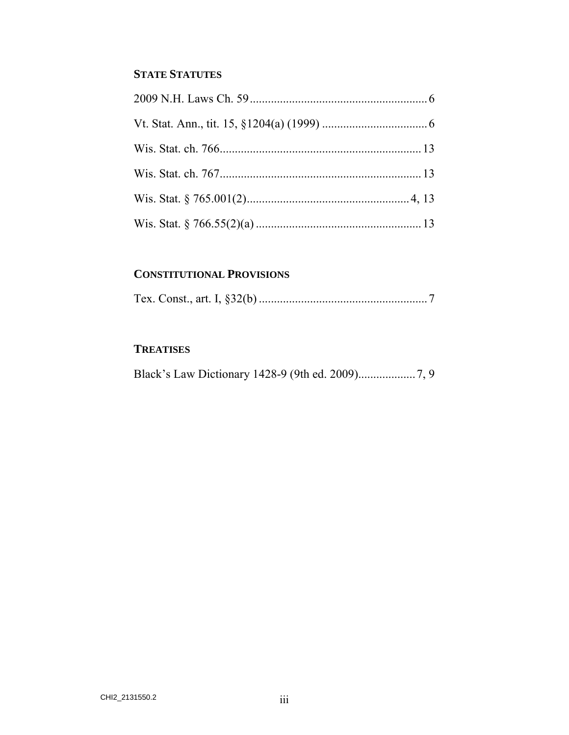### STATE STATUTES

2009 N.H. Laws Ch. 59 .......................................................... 6

Vt. Stat. Ann., tit. 15, §1204(a) (1999) .................................. 6

Wis. Stat. ch. 766 .................................................................. 13

Wis. Stat. ch. 767 .................................................................. 13

Wis. Stat. § 765.001(2) ...................................................... 4, 13

Wis. Stat. § 766.55(2)(a) ...................................................... 13

### CONSTITUTIONAL PROVISIONS

Tex. Const., art. I, §32(b) ........................................................ 7

### TREATISES

Black's Law Dictionary 1428-9 (9th ed. 2009) .................. 7, 9

CHI2_2131550.2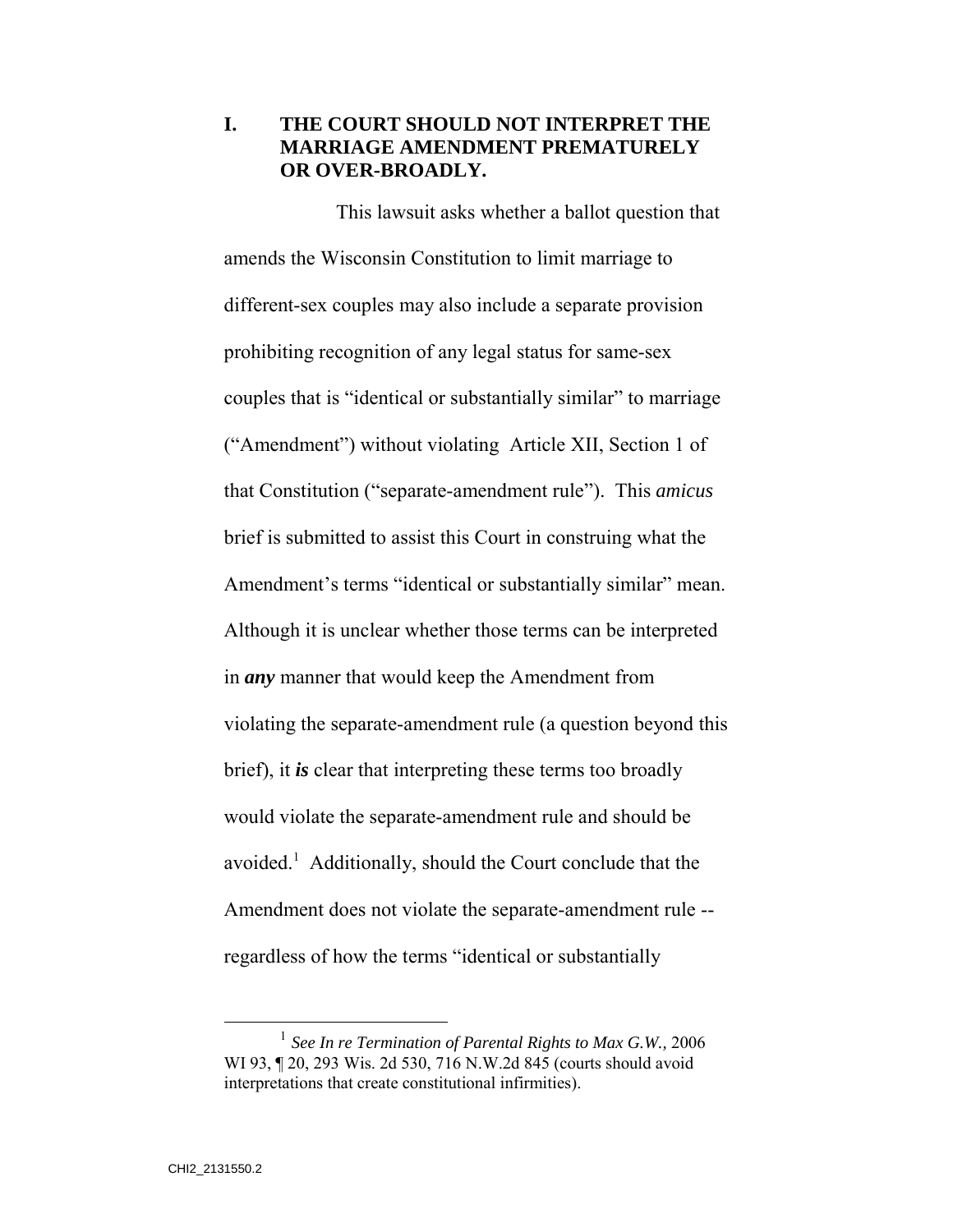## I. THE COURT SHOULD NOT INTERPRET THE MARRIAGE AMENDMENT PREMATURELY OR OVER-BROADLY.

This lawsuit asks whether a ballot question that amends the Wisconsin Constitution to limit marriage to different-sex couples may also include a separate provision prohibiting recognition of any legal status for same-sex couples that is "identical or substantially similar" to marriage ("Amendment") without violating Article XII, Section 1 of that Constitution ("separate-amendment rule"). This *amicus* brief is submitted to assist this Court in construing what the Amendment's terms "identical or substantially similar" mean. Although it is unclear whether those terms can be interpreted in ***any*** manner that would keep the Amendment from violating the separate-amendment rule (a question beyond this brief), it ***is*** clear that interpreting these terms too broadly would violate the separate-amendment rule and should be avoided.[1] Additionally, should the Court conclude that the Amendment does not violate the separate-amendment rule -- regardless of how the terms "identical or substantially

[1] *See In re Termination of Parental Rights to Max G.W.,* 2006 WI 93, ¶ 20, 293 Wis. 2d 530, 716 N.W.2d 845 (courts should avoid interpretations that create constitutional infirmities).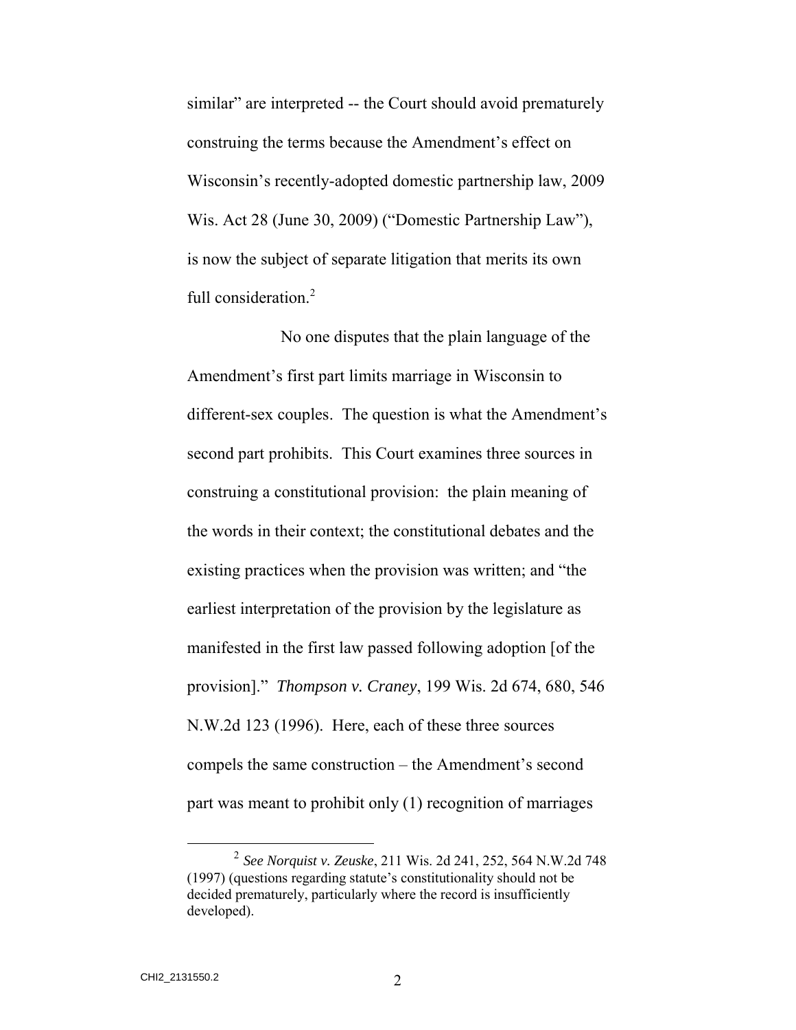similar" are interpreted -- the Court should avoid prematurely construing the terms because the Amendment's effect on Wisconsin's recently-adopted domestic partnership law, 2009 Wis. Act 28 (June 30, 2009) ("Domestic Partnership Law"), is now the subject of separate litigation that merits its own full consideration.[2]

No one disputes that the plain language of the Amendment's first part limits marriage in Wisconsin to different-sex couples. The question is what the Amendment's second part prohibits. This Court examines three sources in construing a constitutional provision: the plain meaning of the words in their context; the constitutional debates and the existing practices when the provision was written; and "the earliest interpretation of the provision by the legislature as manifested in the first law passed following adoption [of the provision]." *Thompson v. Craney*, 199 Wis. 2d 674, 680, 546 N.W.2d 123 (1996). Here, each of these three sources compels the same construction – the Amendment's second part was meant to prohibit only (1) recognition of marriages

---

[2] *See Norquist v. Zeuske*, 211 Wis. 2d 241, 252, 564 N.W.2d 748 (1997) (questions regarding statute's constitutionality should not be decided prematurely, particularly where the record is insufficiently developed).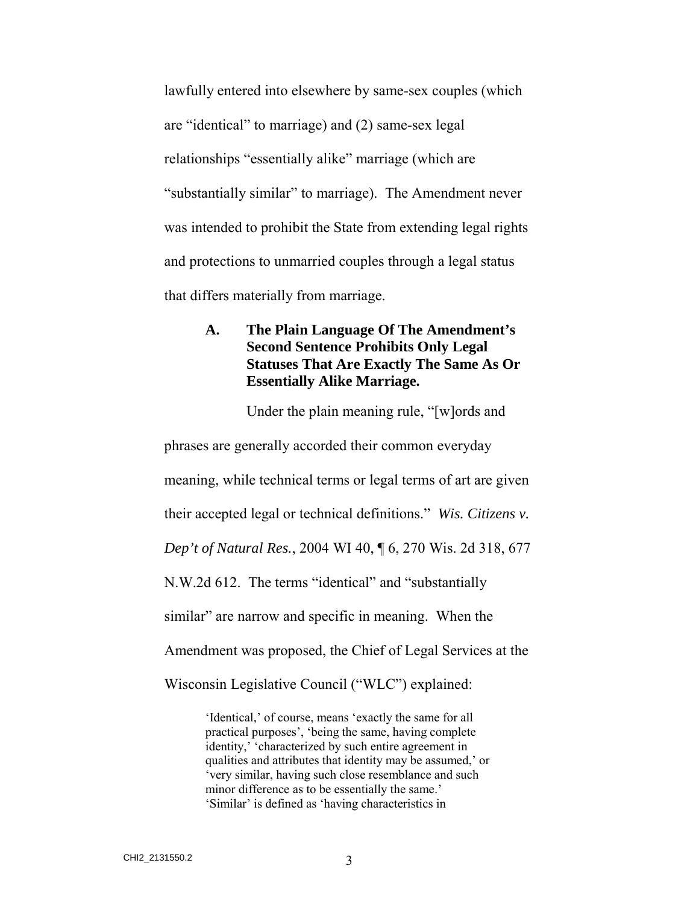lawfully entered into elsewhere by same-sex couples (which are "identical" to marriage) and (2) same-sex legal relationships "essentially alike" marriage (which are "substantially similar" to marriage). The Amendment never was intended to prohibit the State from extending legal rights and protections to unmarried couples through a legal status that differs materially from marriage.

### A. The Plain Language Of The Amendment's Second Sentence Prohibits Only Legal Statuses That Are Exactly The Same As Or Essentially Alike Marriage.

Under the plain meaning rule, "[w]ords and phrases are generally accorded their common everyday meaning, while technical terms or legal terms of art are given their accepted legal or technical definitions." *Wis. Citizens v. Dep't of Natural Res.*, 2004 WI 40, ¶ 6, 270 Wis. 2d 318, 677 N.W.2d 612. The terms "identical" and "substantially similar" are narrow and specific in meaning. When the Amendment was proposed, the Chief of Legal Services at the Wisconsin Legislative Council ("WLC") explained:

> 'Identical,' of course, means 'exactly the same for all practical purposes', 'being the same, having complete identity,' 'characterized by such entire agreement in qualities and attributes that identity may be assumed,' or 'very similar, having such close resemblance and such minor difference as to be essentially the same.' 'Similar' is defined as 'having characteristics in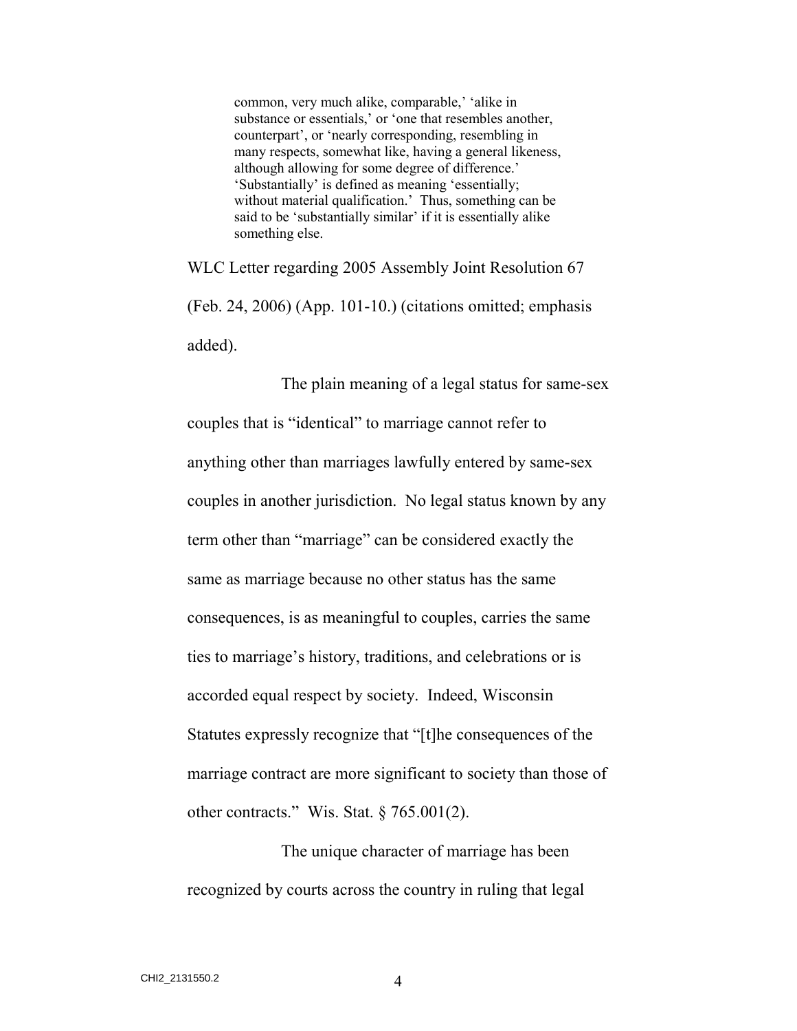> common, very much alike, comparable,' 'alike in substance or essentials,' or 'one that resembles another, counterpart', or 'nearly corresponding, resembling in many respects, somewhat like, having a general likeness, although allowing for some degree of difference.' 'Substantially' is defined as meaning 'essentially; without material qualification.' Thus, something can be said to be 'substantially similar' if it is essentially alike something else.

WLC Letter regarding 2005 Assembly Joint Resolution 67 (Feb. 24, 2006) (App. 101-10.) (citations omitted; emphasis added).

The plain meaning of a legal status for same-sex couples that is "identical" to marriage cannot refer to anything other than marriages lawfully entered by same-sex couples in another jurisdiction. No legal status known by any term other than "marriage" can be considered exactly the same as marriage because no other status has the same consequences, is as meaningful to couples, carries the same ties to marriage's history, traditions, and celebrations or is accorded equal respect by society. Indeed, Wisconsin Statutes expressly recognize that "[t]he consequences of the marriage contract are more significant to society than those of other contracts." Wis. Stat. § 765.001(2).

The unique character of marriage has been recognized by courts across the country in ruling that legal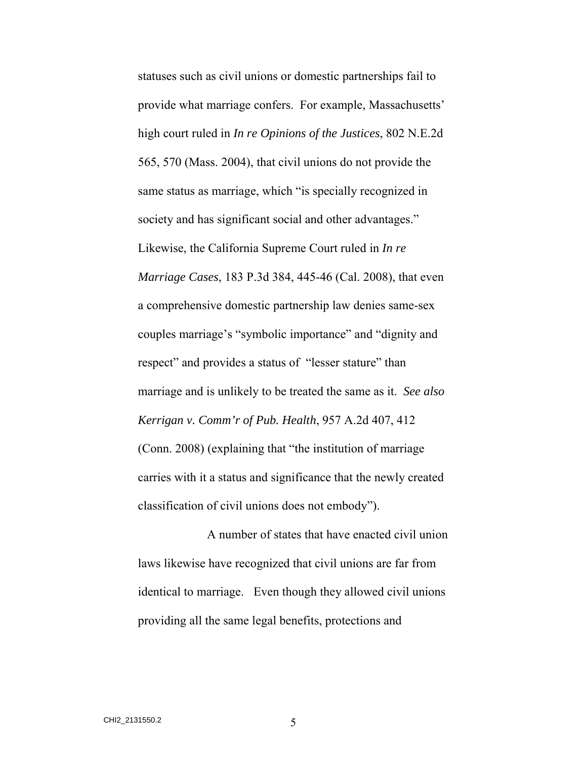statuses such as civil unions or domestic partnerships fail to provide what marriage confers. For example, Massachusetts' high court ruled in *In re Opinions of the Justices*, 802 N.E.2d 565, 570 (Mass. 2004), that civil unions do not provide the same status as marriage, which "is specially recognized in society and has significant social and other advantages." Likewise, the California Supreme Court ruled in *In re Marriage Cases*, 183 P.3d 384, 445-46 (Cal. 2008), that even a comprehensive domestic partnership law denies same-sex couples marriage's "symbolic importance" and "dignity and respect" and provides a status of "lesser stature" than marriage and is unlikely to be treated the same as it. *See also Kerrigan v. Comm'r of Pub. Health*, 957 A.2d 407, 412 (Conn. 2008) (explaining that "the institution of marriage carries with it a status and significance that the newly created classification of civil unions does not embody").

A number of states that have enacted civil union laws likewise have recognized that civil unions are far from identical to marriage. Even though they allowed civil unions providing all the same legal benefits, protections and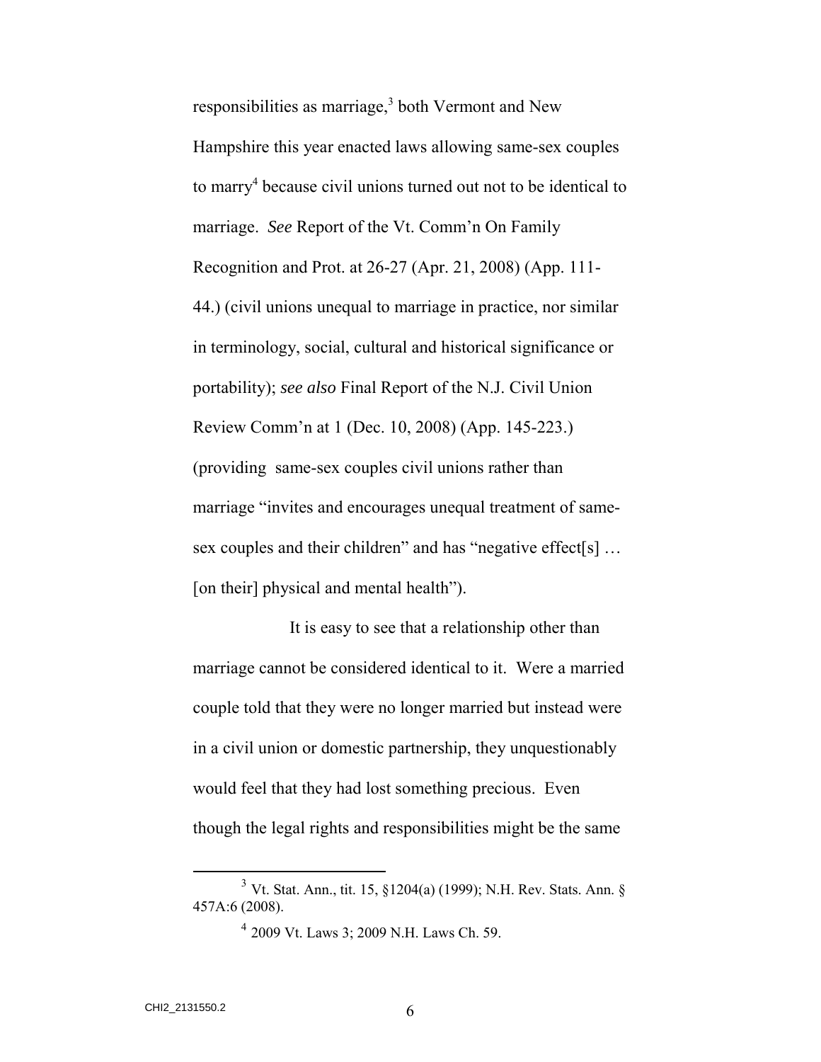responsibilities as marriage,[3] both Vermont and New Hampshire this year enacted laws allowing same-sex couples to marry[4] because civil unions turned out not to be identical to marriage. *See* Report of the Vt. Comm'n On Family Recognition and Prot. at 26-27 (Apr. 21, 2008) (App. 111-44.) (civil unions unequal to marriage in practice, nor similar in terminology, social, cultural and historical significance or portability); *see also* Final Report of the N.J. Civil Union Review Comm'n at 1 (Dec. 10, 2008) (App. 145-223.) (providing same-sex couples civil unions rather than marriage "invites and encourages unequal treatment of same-sex couples and their children" and has "negative effect[s] … [on their] physical and mental health").

It is easy to see that a relationship other than marriage cannot be considered identical to it. Were a married couple told that they were no longer married but instead were in a civil union or domestic partnership, they unquestionably would feel that they had lost something precious. Even though the legal rights and responsibilities might be the same

[3] Vt. Stat. Ann., tit. 15, §1204(a) (1999); N.H. Rev. Stats. Ann. § 457A:6 (2008).

[4] 2009 Vt. Laws 3; 2009 N.H. Laws Ch. 59.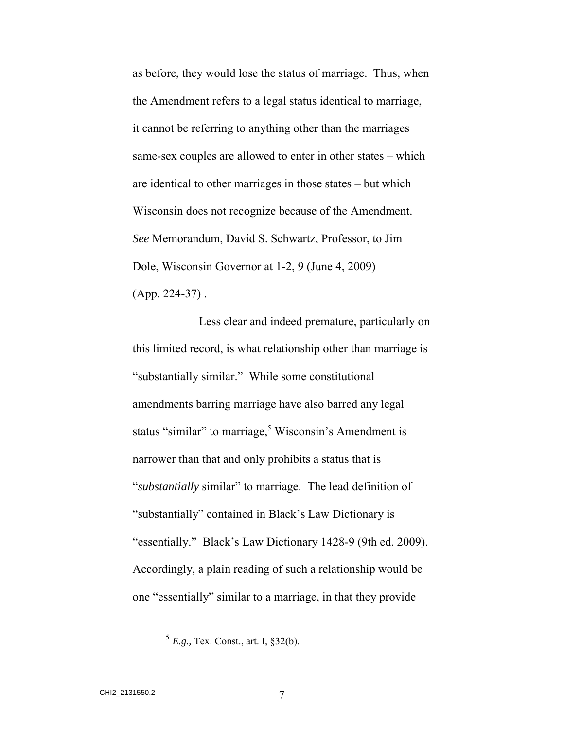as before, they would lose the status of marriage. Thus, when the Amendment refers to a legal status identical to marriage, it cannot be referring to anything other than the marriages same-sex couples are allowed to enter in other states – which are identical to other marriages in those states – but which Wisconsin does not recognize because of the Amendment. *See* Memorandum, David S. Schwartz, Professor, to Jim Dole, Wisconsin Governor at 1-2, 9 (June 4, 2009) (App. 224-37) .

Less clear and indeed premature, particularly on this limited record, is what relationship other than marriage is "substantially similar." While some constitutional amendments barring marriage have also barred any legal status "similar" to marriage,[5] Wisconsin's Amendment is narrower than that and only prohibits a status that is "*substantially* similar" to marriage. The lead definition of "substantially" contained in Black's Law Dictionary is "essentially." Black's Law Dictionary 1428-9 (9th ed. 2009). Accordingly, a plain reading of such a relationship would be one "essentially" similar to a marriage, in that they provide

[5] *E.g.,* Tex. Const., art. I, §32(b).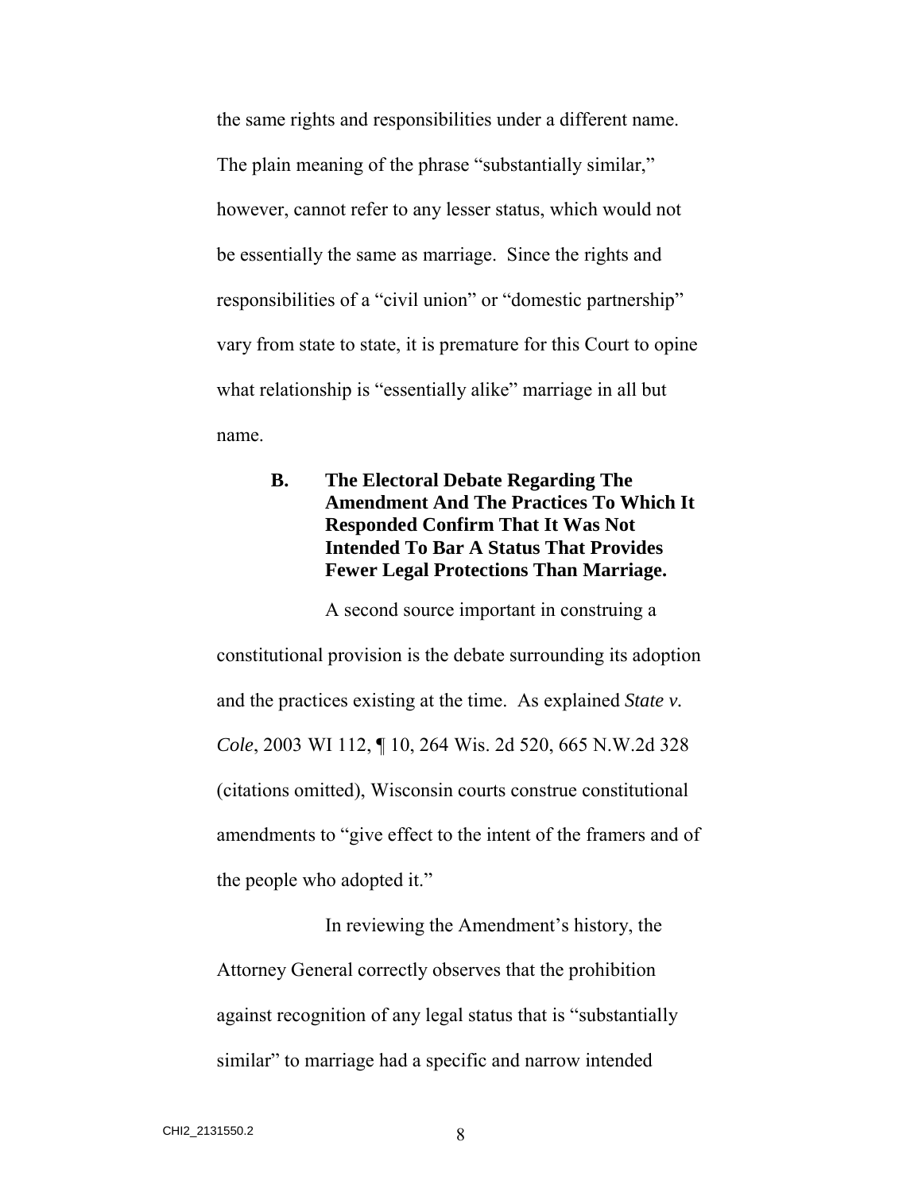the same rights and responsibilities under a different name. The plain meaning of the phrase "substantially similar," however, cannot refer to any lesser status, which would not be essentially the same as marriage. Since the rights and responsibilities of a "civil union" or "domestic partnership" vary from state to state, it is premature for this Court to opine what relationship is "essentially alike" marriage in all but name.

### B. The Electoral Debate Regarding The Amendment And The Practices To Which It Responded Confirm That It Was Not Intended To Bar A Status That Provides Fewer Legal Protections Than Marriage.

A second source important in construing a constitutional provision is the debate surrounding its adoption and the practices existing at the time. As explained *State v. Cole*, 2003 WI 112, ¶ 10, 264 Wis. 2d 520, 665 N.W.2d 328 (citations omitted), Wisconsin courts construe constitutional amendments to "give effect to the intent of the framers and of the people who adopted it."

In reviewing the Amendment's history, the Attorney General correctly observes that the prohibition against recognition of any legal status that is "substantially similar" to marriage had a specific and narrow intended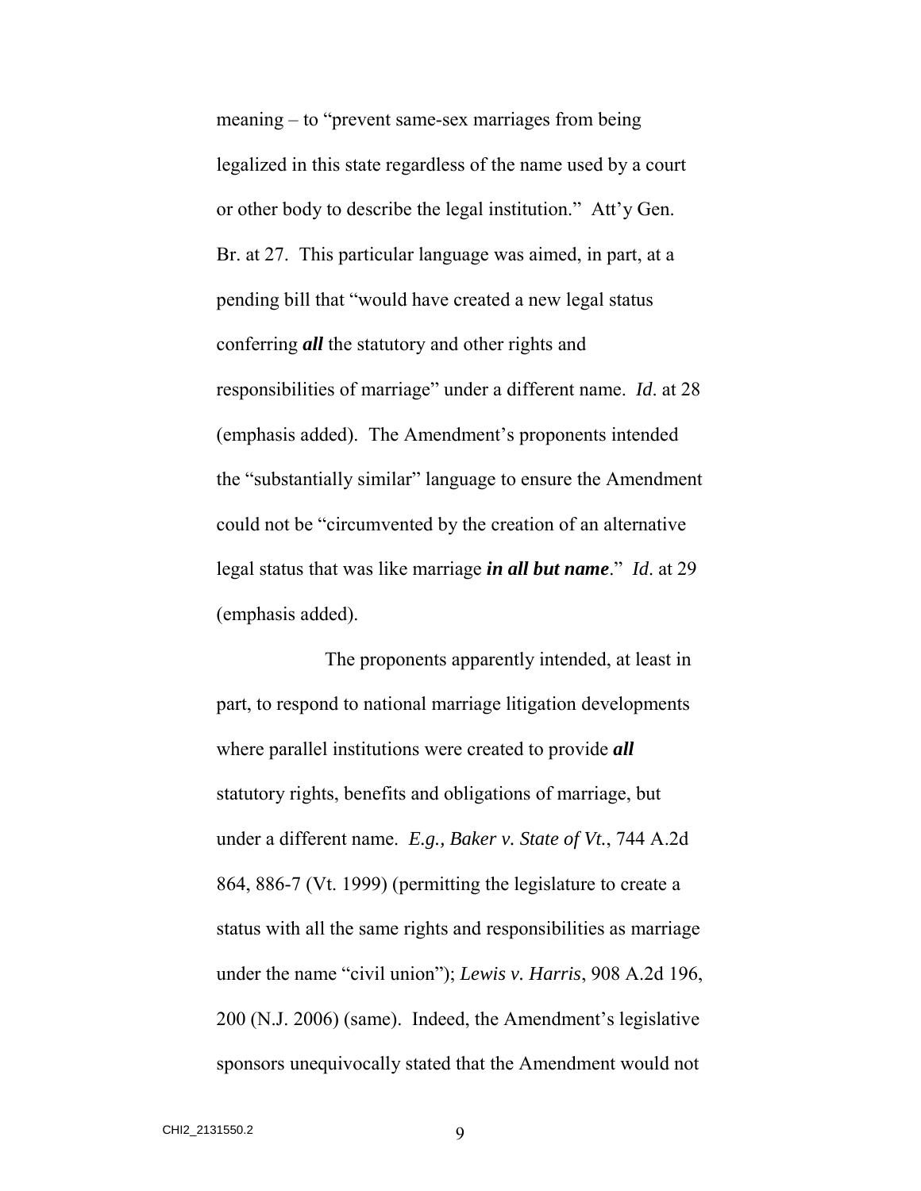meaning – to "prevent same-sex marriages from being legalized in this state regardless of the name used by a court or other body to describe the legal institution." Att'y Gen. Br. at 27. This particular language was aimed, in part, at a pending bill that "would have created a new legal status conferring ***all*** the statutory and other rights and responsibilities of marriage" under a different name. *Id*. at 28 (emphasis added). The Amendment's proponents intended the "substantially similar" language to ensure the Amendment could not be "circumvented by the creation of an alternative legal status that was like marriage ***in all but name***." *Id*. at 29 (emphasis added).

The proponents apparently intended, at least in part, to respond to national marriage litigation developments where parallel institutions were created to provide ***all*** statutory rights, benefits and obligations of marriage, but under a different name. *E.g., Baker v. State of Vt.*, 744 A.2d 864, 886-7 (Vt. 1999) (permitting the legislature to create a status with all the same rights and responsibilities as marriage under the name "civil union"); *Lewis v. Harris*, 908 A.2d 196, 200 (N.J. 2006) (same). Indeed, the Amendment's legislative sponsors unequivocally stated that the Amendment would not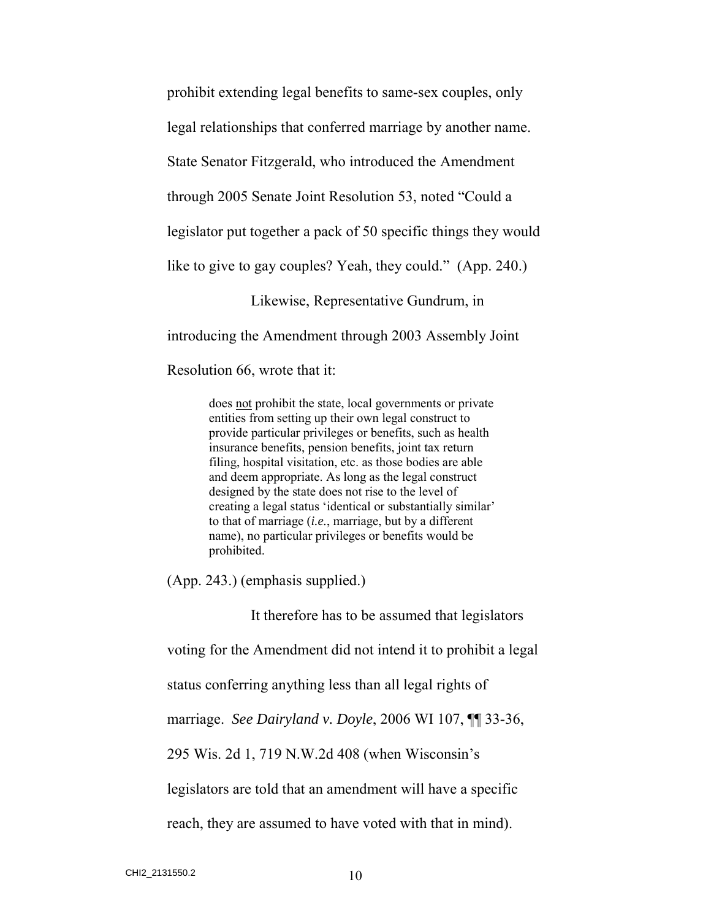prohibit extending legal benefits to same-sex couples, only legal relationships that conferred marriage by another name. State Senator Fitzgerald, who introduced the Amendment through 2005 Senate Joint Resolution 53, noted "Could a legislator put together a pack of 50 specific things they would like to give to gay couples? Yeah, they could." (App. 240.)

Likewise, Representative Gundrum, in introducing the Amendment through 2003 Assembly Joint Resolution 66, wrote that it:

> does not prohibit the state, local governments or private entities from setting up their own legal construct to provide particular privileges or benefits, such as health insurance benefits, pension benefits, joint tax return filing, hospital visitation, etc. as those bodies are able and deem appropriate. As long as the legal construct designed by the state does not rise to the level of creating a legal status 'identical or substantially similar' to that of marriage (*i.e.*, marriage, but by a different name), no particular privileges or benefits would be prohibited.

(App. 243.) (emphasis supplied.)

It therefore has to be assumed that legislators voting for the Amendment did not intend it to prohibit a legal status conferring anything less than all legal rights of marriage. *See Dairyland v. Doyle*, 2006 WI 107, ¶¶ 33-36, 295 Wis. 2d 1, 719 N.W.2d 408 (when Wisconsin's legislators are told that an amendment will have a specific reach, they are assumed to have voted with that in mind).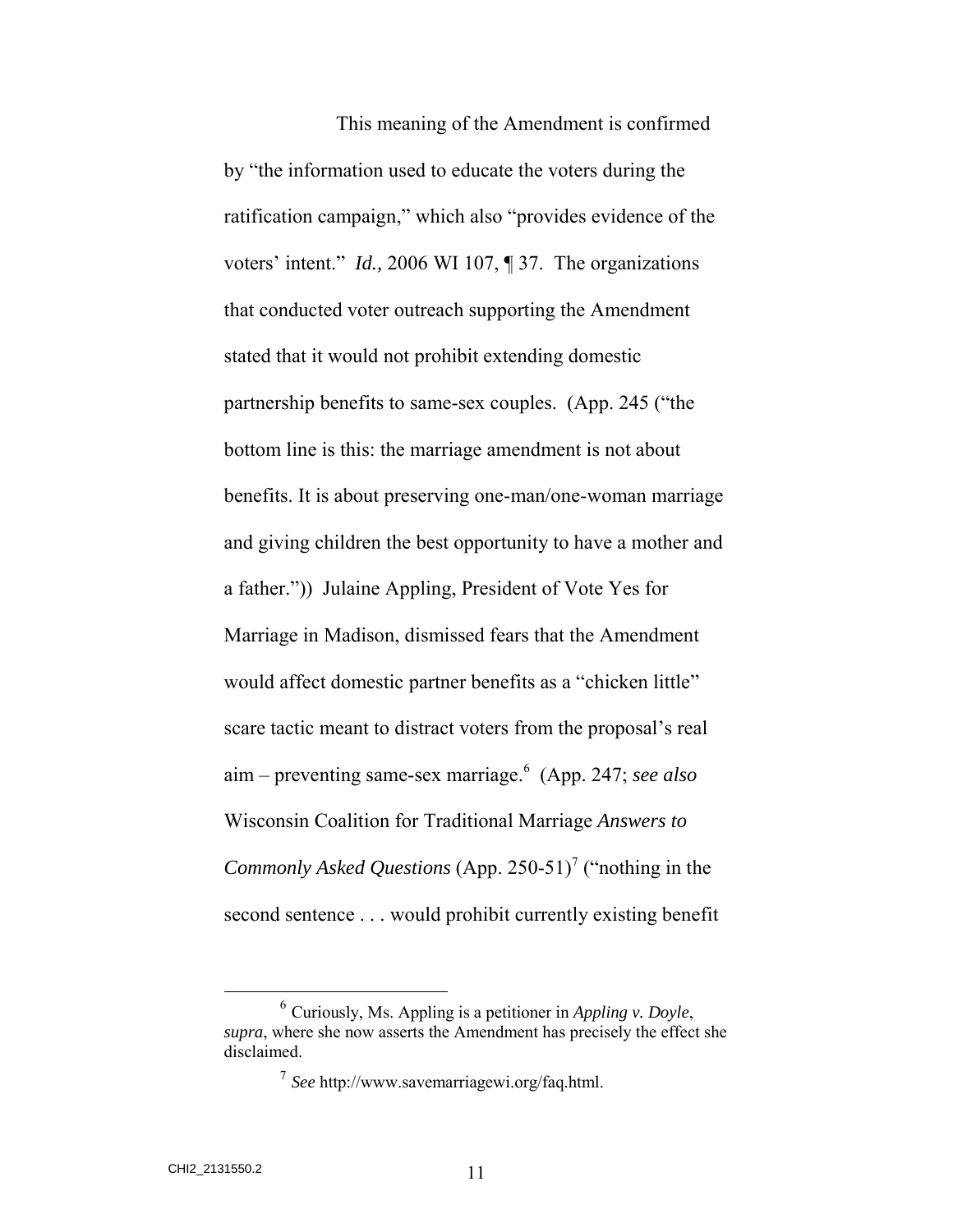This meaning of the Amendment is confirmed by "the information used to educate the voters during the ratification campaign," which also "provides evidence of the voters' intent." *Id.,* 2006 WI 107, ¶ 37. The organizations that conducted voter outreach supporting the Amendment stated that it would not prohibit extending domestic partnership benefits to same-sex couples. (App. 245 ("the bottom line is this: the marriage amendment is not about benefits. It is about preserving one-man/one-woman marriage and giving children the best opportunity to have a mother and a father.")) Julaine Appling, President of Vote Yes for Marriage in Madison, dismissed fears that the Amendment would affect domestic partner benefits as a "chicken little" scare tactic meant to distract voters from the proposal's real aim – preventing same-sex marriage.[6] (App. 247; *see also* Wisconsin Coalition for Traditional Marriage *Answers to Commonly Asked Questions* (App. 250-51)[7] ("nothing in the second sentence . . . would prohibit currently existing benefit

---

[6] Curiously, Ms. Appling is a petitioner in *Appling v. Doyle*, *supra*, where she now asserts the Amendment has precisely the effect she disclaimed.

[7] *See* http://www.savemarriagewi.org/faq.html.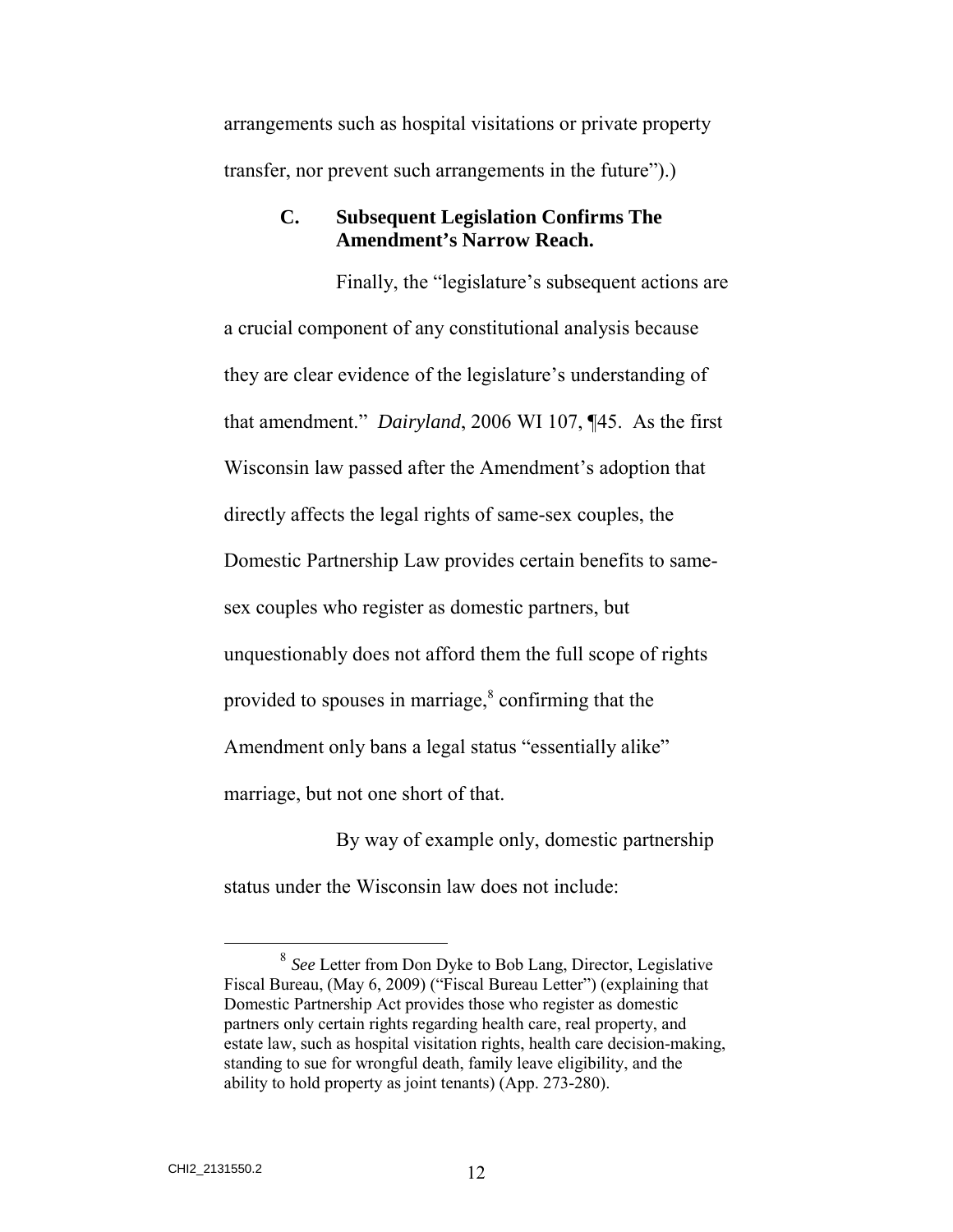arrangements such as hospital visitations or private property transfer, nor prevent such arrangements in the future").)

### C. Subsequent Legislation Confirms The Amendment's Narrow Reach.

Finally, the "legislature's subsequent actions are a crucial component of any constitutional analysis because they are clear evidence of the legislature's understanding of that amendment." *Dairyland*, 2006 WI 107, ¶45. As the first Wisconsin law passed after the Amendment's adoption that directly affects the legal rights of same-sex couples, the Domestic Partnership Law provides certain benefits to same-sex couples who register as domestic partners, but unquestionably does not afford them the full scope of rights provided to spouses in marriage,[8] confirming that the Amendment only bans a legal status "essentially alike" marriage, but not one short of that.

By way of example only, domestic partnership status under the Wisconsin law does not include:

[8] *See* Letter from Don Dyke to Bob Lang, Director, Legislative Fiscal Bureau, (May 6, 2009) ("Fiscal Bureau Letter") (explaining that Domestic Partnership Act provides those who register as domestic partners only certain rights regarding health care, real property, and estate law, such as hospital visitation rights, health care decision-making, standing to sue for wrongful death, family leave eligibility, and the ability to hold property as joint tenants) (App. 273-280).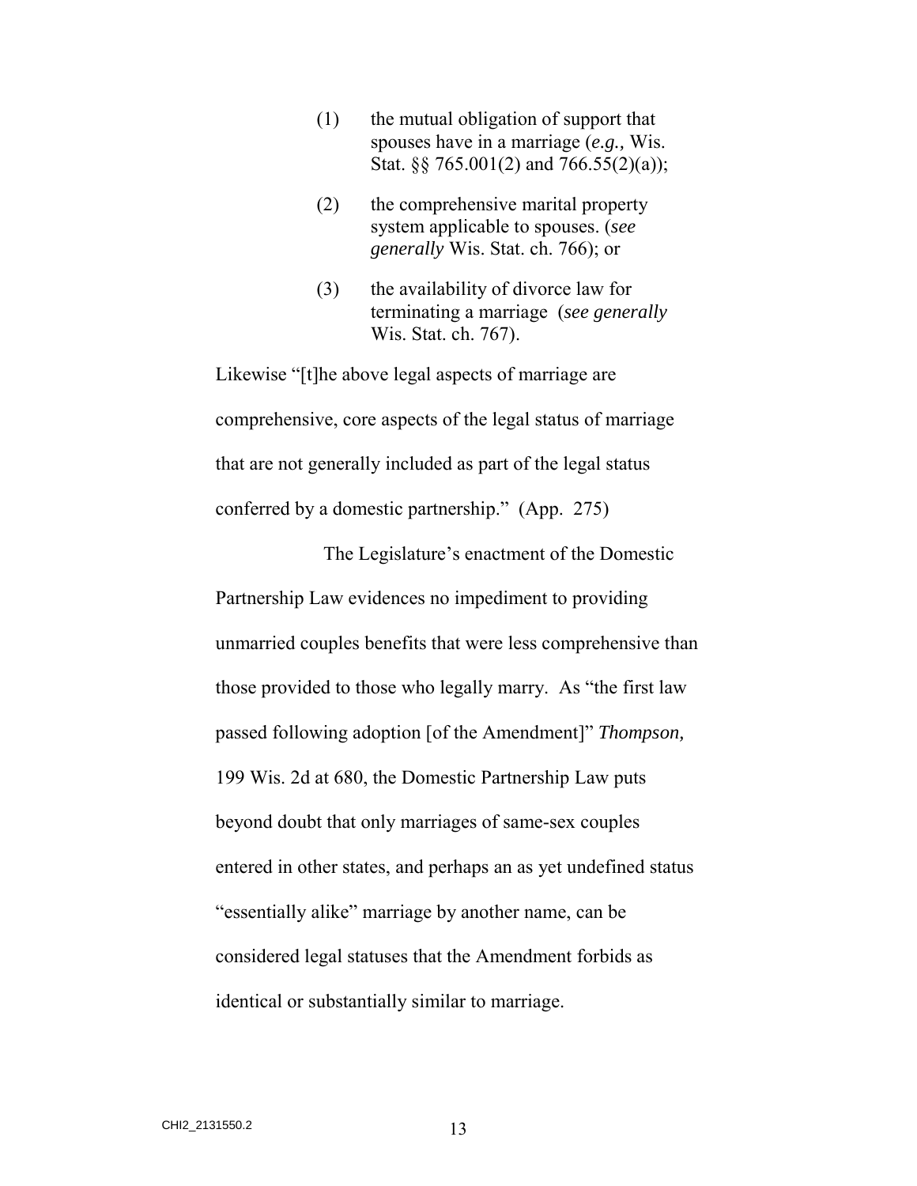(1) the mutual obligation of support that spouses have in a marriage (*e.g.,* Wis. Stat. §§ 765.001(2) and 766.55(2)(a));

(2) the comprehensive marital property system applicable to spouses. (*see generally* Wis. Stat. ch. 766); or

(3) the availability of divorce law for terminating a marriage (*see generally* Wis. Stat. ch. 767).

Likewise "[t]he above legal aspects of marriage are comprehensive, core aspects of the legal status of marriage that are not generally included as part of the legal status conferred by a domestic partnership." (App. 275)

The Legislature's enactment of the Domestic Partnership Law evidences no impediment to providing unmarried couples benefits that were less comprehensive than those provided to those who legally marry. As "the first law passed following adoption [of the Amendment]" *Thompson,* 199 Wis. 2d at 680, the Domestic Partnership Law puts beyond doubt that only marriages of same-sex couples entered in other states, and perhaps an as yet undefined status "essentially alike" marriage by another name, can be considered legal statuses that the Amendment forbids as identical or substantially similar to marriage.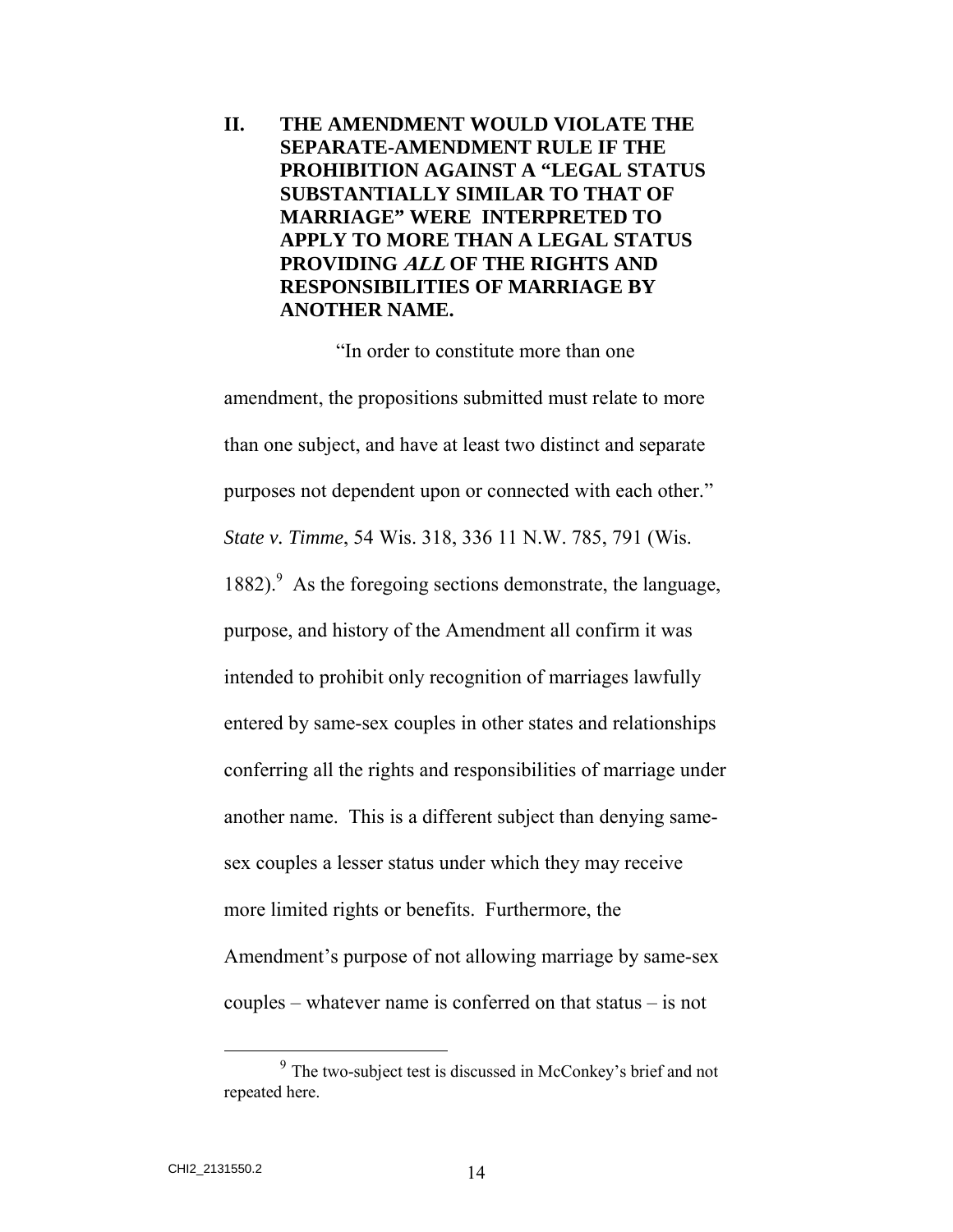## II. THE AMENDMENT WOULD VIOLATE THE SEPARATE-AMENDMENT RULE IF THE PROHIBITION AGAINST A "LEGAL STATUS SUBSTANTIALLY SIMILAR TO THAT OF MARRIAGE" WERE INTERPRETED TO APPLY TO MORE THAN A LEGAL STATUS PROVIDING *ALL* OF THE RIGHTS AND RESPONSIBILITIES OF MARRIAGE BY ANOTHER NAME.

"In order to constitute more than one amendment, the propositions submitted must relate to more than one subject, and have at least two distinct and separate purposes not dependent upon or connected with each other." *State v. Timme*, 54 Wis. 318, 336 11 N.W. 785, 791 (Wis. 1882).[9] As the foregoing sections demonstrate, the language, purpose, and history of the Amendment all confirm it was intended to prohibit only recognition of marriages lawfully entered by same-sex couples in other states and relationships conferring all the rights and responsibilities of marriage under another name. This is a different subject than denying same-sex couples a lesser status under which they may receive more limited rights or benefits. Furthermore, the Amendment's purpose of not allowing marriage by same-sex couples – whatever name is conferred on that status – is not

[9] The two-subject test is discussed in McConkey's brief and not repeated here.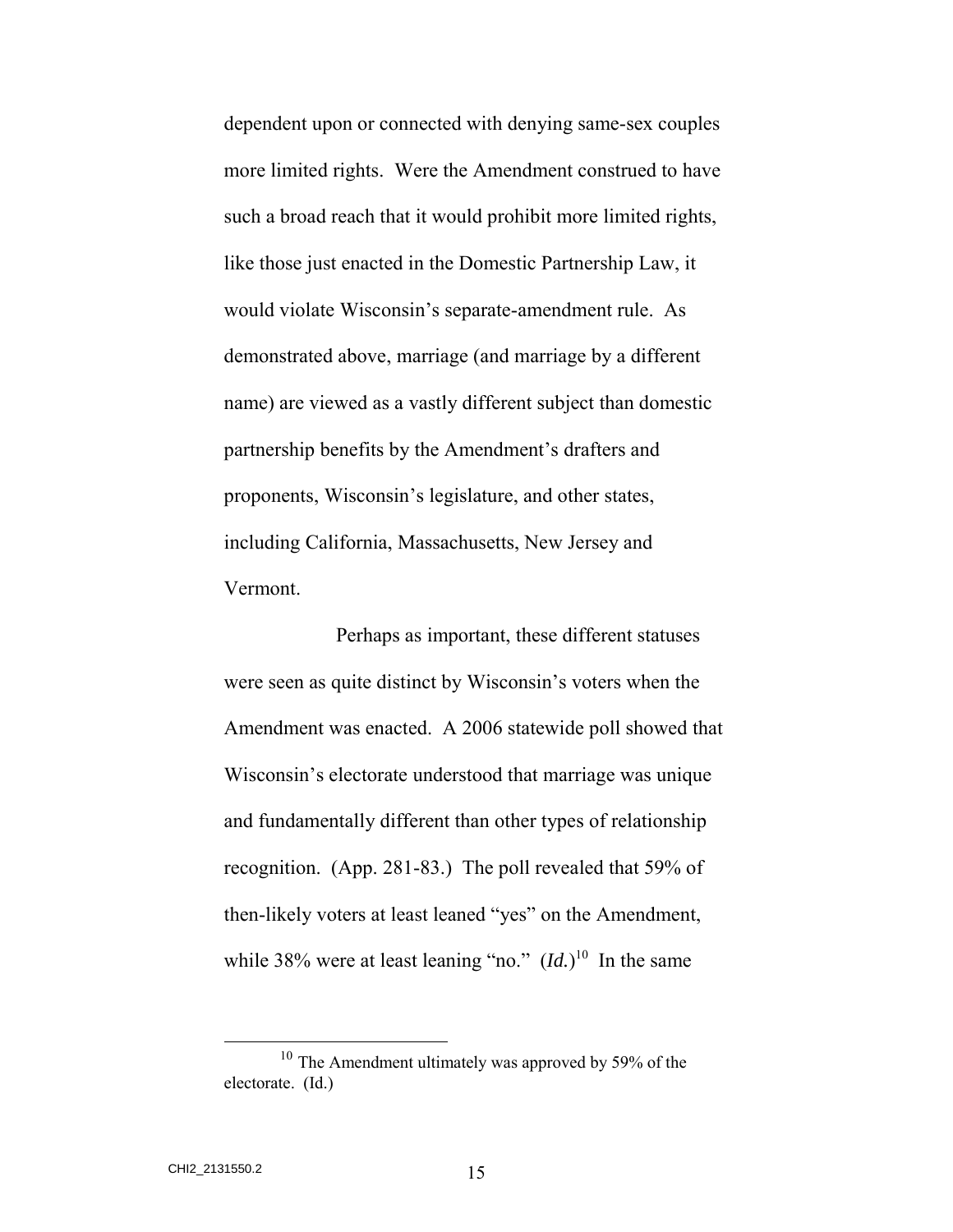dependent upon or connected with denying same-sex couples more limited rights. Were the Amendment construed to have such a broad reach that it would prohibit more limited rights, like those just enacted in the Domestic Partnership Law, it would violate Wisconsin's separate-amendment rule. As demonstrated above, marriage (and marriage by a different name) are viewed as a vastly different subject than domestic partnership benefits by the Amendment's drafters and proponents, Wisconsin's legislature, and other states, including California, Massachusetts, New Jersey and Vermont.

Perhaps as important, these different statuses were seen as quite distinct by Wisconsin's voters when the Amendment was enacted. A 2006 statewide poll showed that Wisconsin's electorate understood that marriage was unique and fundamentally different than other types of relationship recognition. (App. 281-83.) The poll revealed that 59% of then-likely voters at least leaned "yes" on the Amendment, while 38% were at least leaning "no." (*Id.*)[10] In the same

---

[10] The Amendment ultimately was approved by 59% of the electorate. (Id.)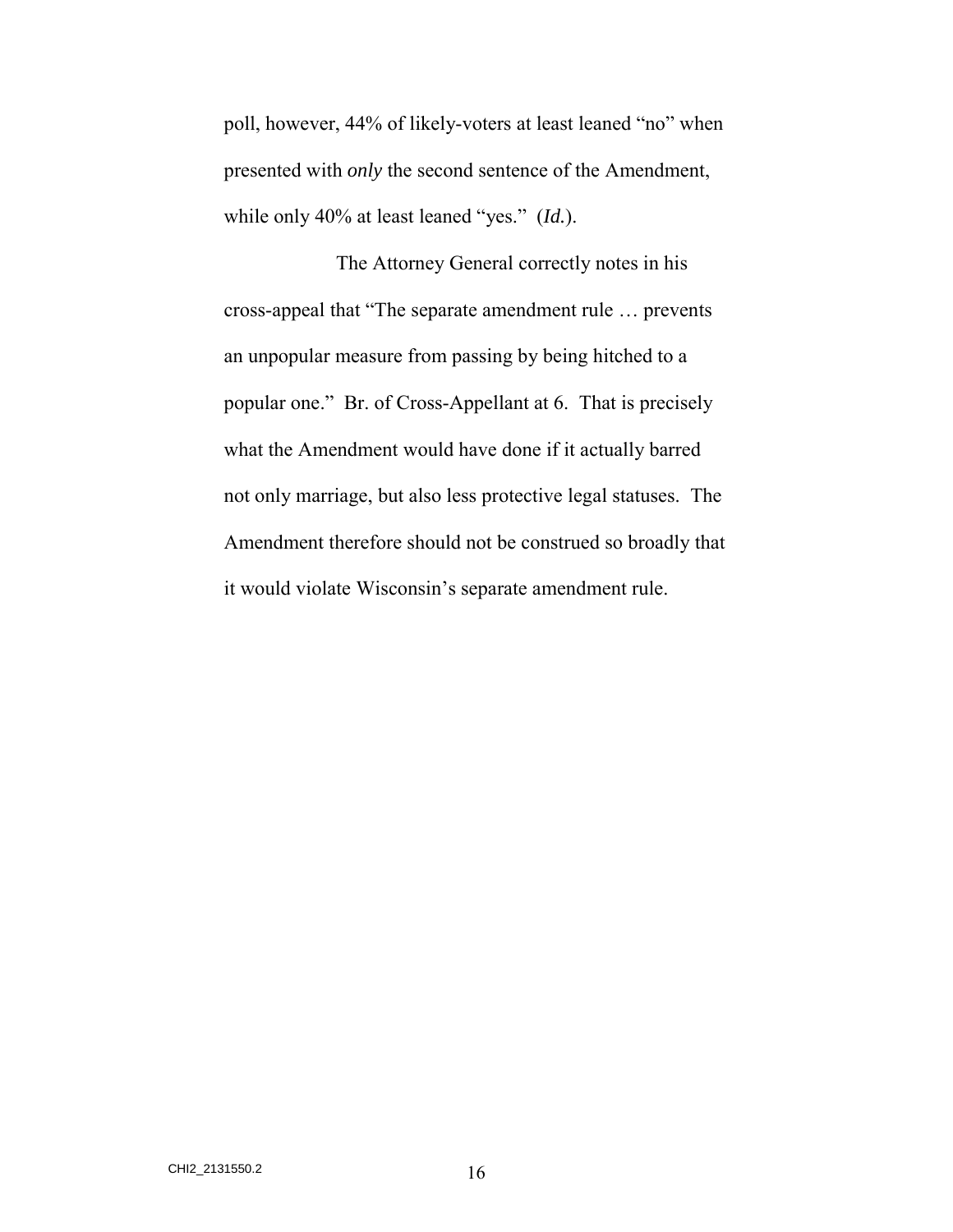poll, however, 44% of likely-voters at least leaned "no" when presented with *only* the second sentence of the Amendment, while only 40% at least leaned "yes." (*Id.*).

The Attorney General correctly notes in his cross-appeal that "The separate amendment rule … prevents an unpopular measure from passing by being hitched to a popular one." Br. of Cross-Appellant at 6. That is precisely what the Amendment would have done if it actually barred not only marriage, but also less protective legal statuses. The Amendment therefore should not be construed so broadly that it would violate Wisconsin's separate amendment rule.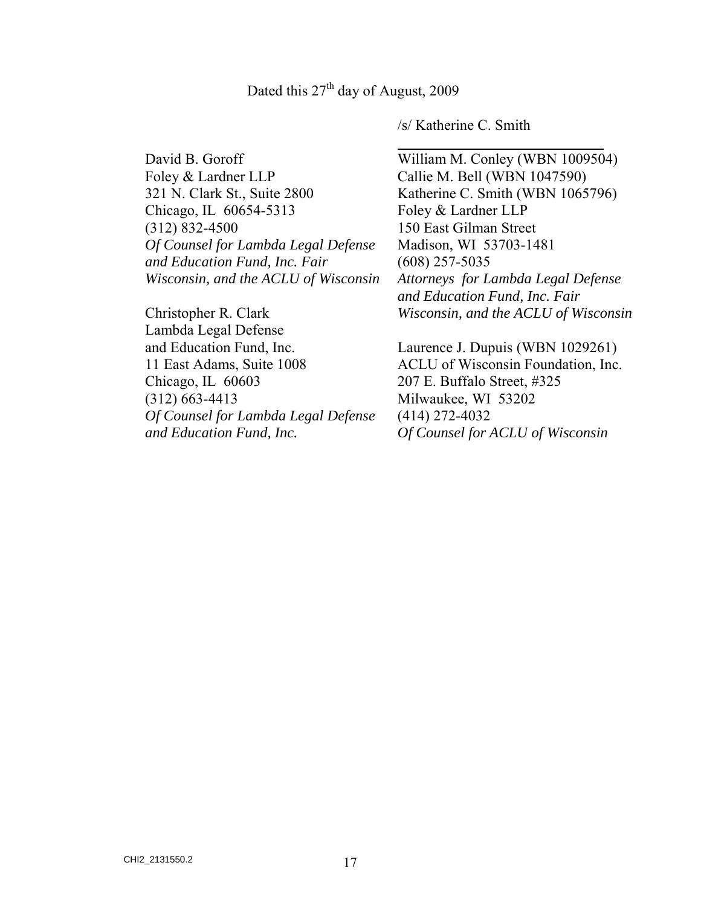Dated this 27th day of August, 2009

/s/ Katherine C. Smith

William M. Conley (WBN 1009504)
Callie M. Bell (WBN 1047590)
Katherine C. Smith (WBN 1065796)
Foley & Lardner LLP
150 East Gilman Street
Madison, WI 53703-1481
(608) 257-5035
*Attorneys for Lambda Legal Defense and Education Fund, Inc. Fair Wisconsin, and the ACLU of Wisconsin*

David B. Goroff
Foley & Lardner LLP
321 N. Clark St., Suite 2800
Chicago, IL 60654-5313
(312) 832-4500
*Of Counsel for Lambda Legal Defense and Education Fund, Inc. Fair Wisconsin, and the ACLU of Wisconsin*

Christopher R. Clark
Lambda Legal Defense
and Education Fund, Inc.
11 East Adams, Suite 1008
Chicago, IL 60603
(312) 663-4413
*Of Counsel for Lambda Legal Defense and Education Fund, Inc.*

Laurence J. Dupuis (WBN 1029261)
ACLU of Wisconsin Foundation, Inc.
207 E. Buffalo Street, #325
Milwaukee, WI 53202
(414) 272-4032
*Of Counsel for ACLU of Wisconsin*

CHI2_2131550.2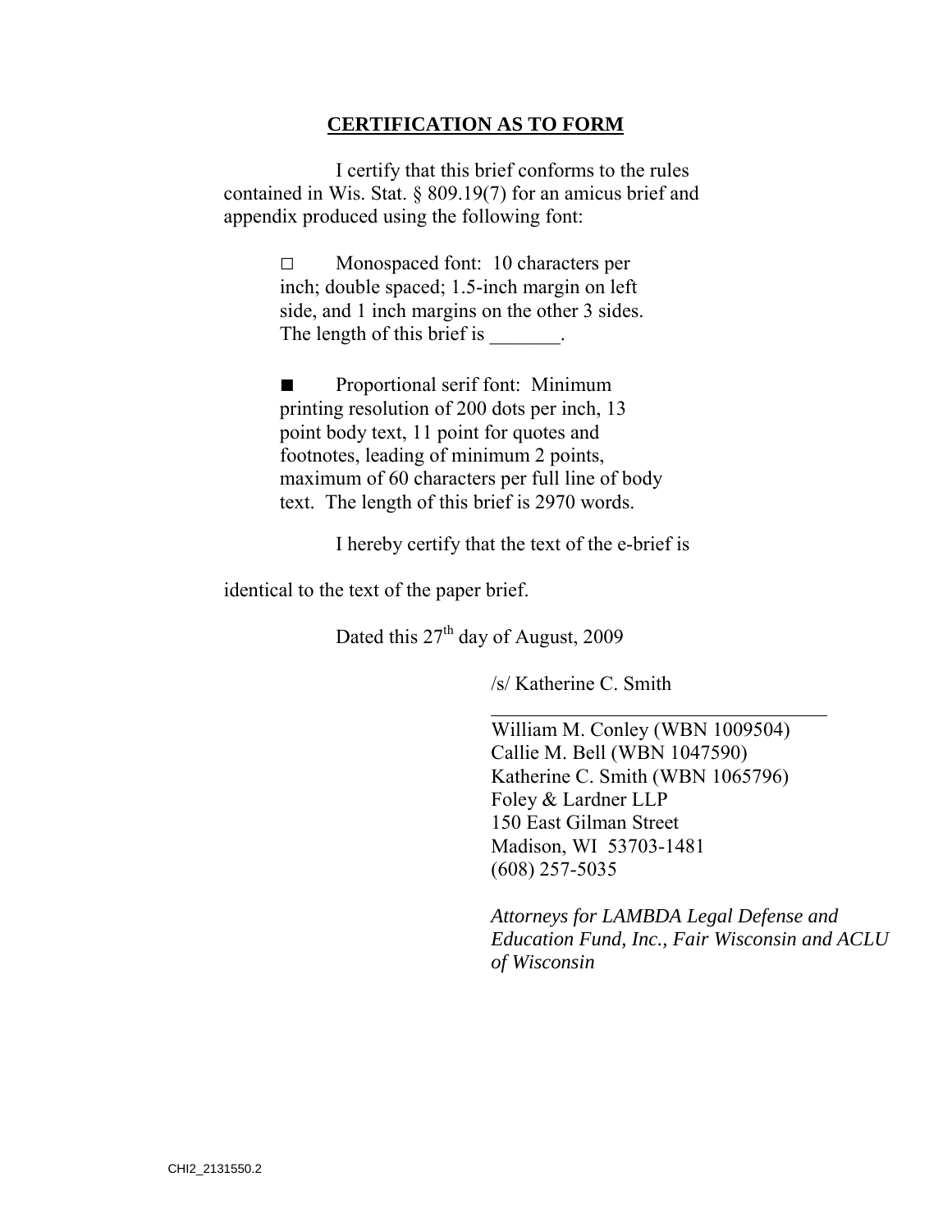## **CERTIFICATION AS TO FORM**

I certify that this brief conforms to the rules contained in Wis. Stat. § 809.19(7) for an amicus brief and appendix produced using the following font:

□ Monospaced font: 10 characters per inch; double spaced; 1.5-inch margin on left side, and 1 inch margins on the other 3 sides. The length of this brief is _______.

■ Proportional serif font: Minimum printing resolution of 200 dots per inch, 13 point body text, 11 point for quotes and footnotes, leading of minimum 2 points, maximum of 60 characters per full line of body text. The length of this brief is 2970 words.

I hereby certify that the text of the e-brief is identical to the text of the paper brief.

Dated this 27th day of August, 2009

/s/ Katherine C. Smith

___________________________________

William M. Conley (WBN 1009504)
Callie M. Bell (WBN 1047590)
Katherine C. Smith (WBN 1065796)
Foley & Lardner LLP
150 East Gilman Street
Madison, WI 53703-1481
(608) 257-5035

*Attorneys for LAMBDA Legal Defense and Education Fund, Inc., Fair Wisconsin and ACLU of Wisconsin*

CHI2_2131550.2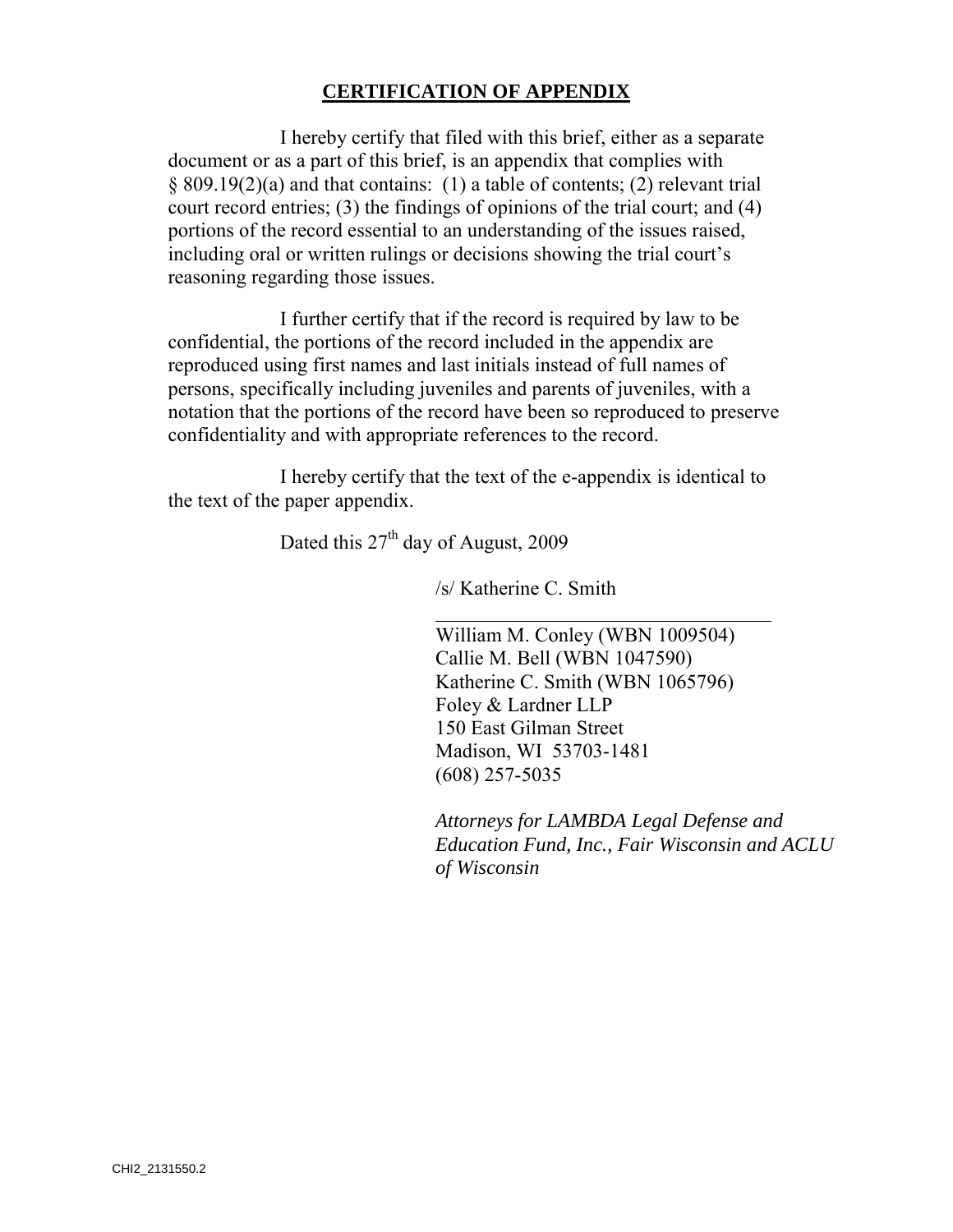**CERTIFICATION OF APPENDIX**

I hereby certify that filed with this brief, either as a separate document or as a part of this brief, is an appendix that complies with § 809.19(2)(a) and that contains: (1) a table of contents; (2) relevant trial court record entries; (3) the findings of opinions of the trial court; and (4) portions of the record essential to an understanding of the issues raised, including oral or written rulings or decisions showing the trial court's reasoning regarding those issues.

I further certify that if the record is required by law to be confidential, the portions of the record included in the appendix are reproduced using first names and last initials instead of full names of persons, specifically including juveniles and parents of juveniles, with a notation that the portions of the record have been so reproduced to preserve confidentiality and with appropriate references to the record.

I hereby certify that the text of the e-appendix is identical to the text of the paper appendix.

Dated this 27th day of August, 2009

/s/ Katherine C. Smith

William M. Conley (WBN 1009504)
Callie M. Bell (WBN 1047590)
Katherine C. Smith (WBN 1065796)
Foley & Lardner LLP
150 East Gilman Street
Madison, WI 53703-1481
(608) 257-5035

*Attorneys for LAMBDA Legal Defense and Education Fund, Inc., Fair Wisconsin and ACLU of Wisconsin*

CHI2_2131550.2